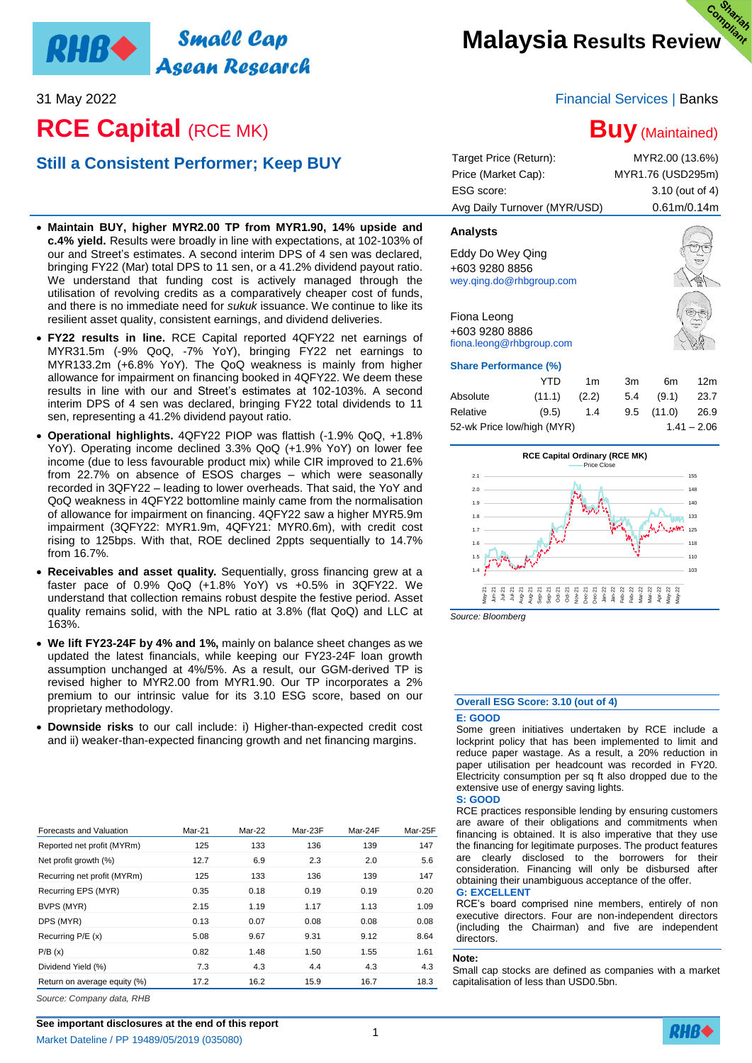# Malaysia Results Review

31 May 2022

Financial Services | Banks

# RCE Capital (RCE MK)

## Buy (Maintained)

## Still a Consistent Performer; Keep BUY

| | |
|---|---|
| Target Price (Return): | MYR2.00 (13.6%) |
| Price (Market Cap): | MYR1.76 (USD295m) |
| ESG score: | 3.10 (out of 4) |
| Avg Daily Turnover (MYR/USD) | 0.61m/0.14m |

- **Maintain BUY, higher MYR2.00 TP from MYR1.90, 14% upside and c.4% yield.** Results were broadly in line with expectations, at 102-103% of our and Street's estimates. A second interim DPS of 4 sen was declared, bringing FY22 (Mar) total DPS to 11 sen, or a 41.2% dividend payout ratio. We understand that funding cost is actively managed through the utilisation of revolving credits as a comparatively cheaper cost of funds, and there is no immediate need for *sukuk* issuance. We continue to like its resilient asset quality, consistent earnings, and dividend deliveries.
- **FY22 results in line.** RCE Capital reported 4QFY22 net earnings of MYR31.5m (-9% QoQ, -7% YoY), bringing FY22 net earnings to MYR133.2m (+6.8% YoY). The QoQ weakness is mainly from higher allowance for impairment on financing booked in 4QFY22. We deem these results in line with our and Street's estimates at 102-103%. A second interim DPS of 4 sen was declared, bringing FY22 total dividends to 11 sen, representing a 41.2% dividend payout ratio.
- **Operational highlights.** 4QFY22 PIOP was flattish (-1.9% QoQ, +1.8% YoY). Operating income declined 3.3% QoQ (+1.9% YoY) on lower fee income (due to less favourable product mix) while CIR improved to 21.6% from 22.7% on absence of ESOS charges – which were seasonally recorded in 3QFY22 – leading to lower overheads. That said, the YoY and QoQ weakness in 4QFY22 bottomline mainly came from the normalisation of allowance for impairment on financing. 4QFY22 saw a higher MYR5.9m impairment (3QFY22: MYR1.9m, 4QFY21: MYR0.6m), with credit cost rising to 125bps. With that, ROE declined 2ppts sequentially to 14.7% from 16.7%.
- **Receivables and asset quality.** Sequentially, gross financing grew at a faster pace of 0.9% QoQ (+1.8% YoY) vs +0.5% in 3QFY22. We understand that collection remains robust despite the festive period. Asset quality remains solid, with the NPL ratio at 3.8% (flat QoQ) and LLC at 163%.
- **We lift FY23-24F by 4% and 1%,** mainly on balance sheet changes as we updated the latest financials, while keeping our FY23-24F loan growth assumption unchanged at 4%/5%. As a result, our GGM-derived TP is revised higher to MYR2.00 from MYR1.90. Our TP incorporates a 2% premium to our intrinsic value for its 3.10 ESG score, based on our proprietary methodology.
- **Downside risks** to our call include: i) Higher-than-expected credit cost and ii) weaker-than-expected financing growth and net financing margins.

| Forecasts and Valuation | Mar-21 | Mar-22 | Mar-23F | Mar-24F | Mar-25F |
|---|---|---|---|---|---|
| Reported net profit (MYRm) | 125 | 133 | 136 | 139 | 147 |
| Net profit growth (%) | 12.7 | 6.9 | 2.3 | 2.0 | 5.6 |
| Recurring net profit (MYRm) | 125 | 133 | 136 | 139 | 147 |
| Recurring EPS (MYR) | 0.35 | 0.18 | 0.19 | 0.19 | 0.20 |
| BVPS (MYR) | 2.15 | 1.19 | 1.17 | 1.13 | 1.09 |
| DPS (MYR) | 0.13 | 0.07 | 0.08 | 0.08 | 0.08 |
| Recurring P/E (x) | 5.08 | 9.67 | 9.31 | 9.12 | 8.64 |
| P/B (x) | 0.82 | 1.48 | 1.50 | 1.55 | 1.61 |
| Dividend Yield (%) | 7.3 | 4.3 | 4.4 | 4.3 | 4.3 |
| Return on average equity (%) | 17.2 | 16.2 | 15.9 | 16.7 | 18.3 |

*Source: Company data, RHB*

### Analysts

Eddy Do Wey Qing
+603 9280 8856
wey.qing.do@rhbgroup.com

Fiona Leong
+603 9280 8886
fiona.leong@rhbgroup.com

### Share Performance (%)

| | YTD | 1m | 3m | 6m | 12m |
|---|---|---|---|---|---|
| Absolute | (11.1) | (2.2) | 5.4 | (9.1) | 23.7 |
| Relative | (9.5) | 1.4 | 9.5 | (11.0) | 26.9 |
| 52-wk Price low/high (MYR) | | | | | 1.41 – 2.06 |

RCE Capital Ordinary (RCE MK)

*Source: Bloomberg*

### Overall ESG Score: 3.10 (out of 4)

**E: GOOD**
Some green initiatives undertaken by RCE include a lockprint policy that has been implemented to limit and reduce paper wastage. As a result, a 20% reduction in paper utilisation per headcount was recorded in FY20. Electricity consumption per sq ft also dropped due to the extensive use of energy saving lights.

**S: GOOD**
RCE practices responsible lending by ensuring customers are aware of their obligations and commitments when financing is obtained. It is also imperative that they use the financing for legitimate purposes. The product features are clearly disclosed to the borrowers for their consideration. Financing will only be disbursed after obtaining their unambiguous acceptance of the offer.

**G: EXCELLENT**
RCE's board comprised nine members, entirely of non executive directors. Four are non-independent directors (including the Chairman) and five are independent directors.

**Note:**
Small cap stocks are defined as companies with a market capitalisation of less than USD0.5bn.

See important disclosures at the end of this report

Market Dateline / PP 19489/05/2019 (035080)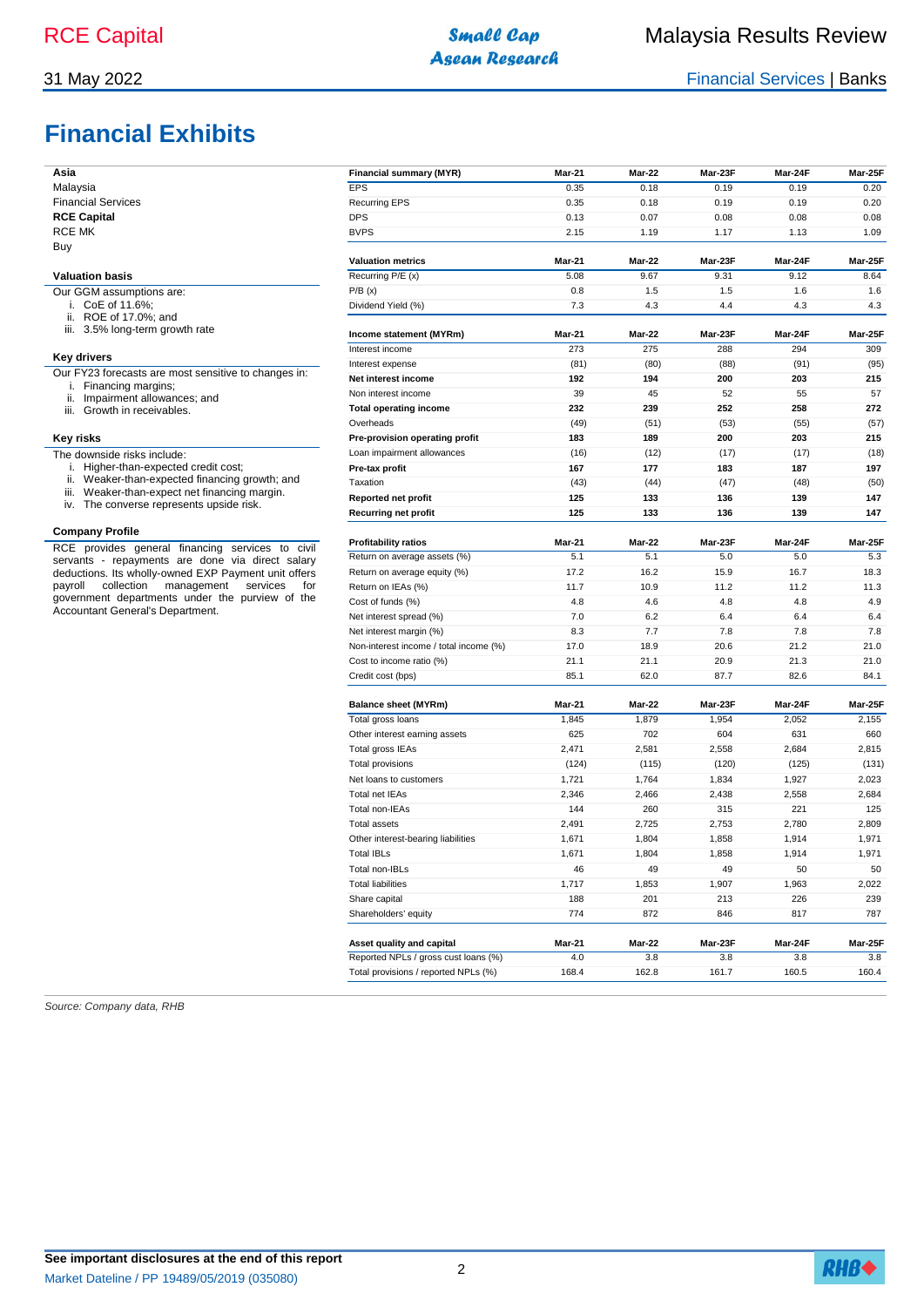# Financial Exhibits

**Asia**
Malaysia
Financial Services
**RCE Capital**
RCE MK
Buy

**Valuation basis**

Our GGM assumptions are:

i. CoE of 11.6%;
ii. ROE of 17.0%; and
iii. 3.5% long-term growth rate

**Key drivers**

Our FY23 forecasts are most sensitive to changes in:

i. Financing margins;
ii. Impairment allowances; and
iii. Growth in receivables.

**Key risks**

The downside risks include:

i. Higher-than-expected credit cost;
ii. Weaker-than-expected financing growth; and
iii. Weaker-than-expect net financing margin.
iv. The converse represents upside risk.

**Company Profile**

RCE provides general financing services to civil servants - repayments are done via direct salary deductions. Its wholly-owned EXP Payment unit offers payroll collection management services for government departments under the purview of the Accountant General's Department.

| **Financial summary (MYR)** | **Mar-21** | **Mar-22** | **Mar-23F** | **Mar-24F** | **Mar-25F** |
|---|---|---|---|---|---|
| EPS | 0.35 | 0.18 | 0.19 | 0.19 | 0.20 |
| Recurring EPS | 0.35 | 0.18 | 0.19 | 0.19 | 0.20 |
| DPS | 0.13 | 0.07 | 0.08 | 0.08 | 0.08 |
| BVPS | 2.15 | 1.19 | 1.17 | 1.13 | 1.09 |

| **Valuation metrics** | **Mar-21** | **Mar-22** | **Mar-23F** | **Mar-24F** | **Mar-25F** |
|---|---|---|---|---|---|
| Recurring P/E (x) | 5.08 | 9.67 | 9.31 | 9.12 | 8.64 |
| P/B (x) | 0.8 | 1.5 | 1.5 | 1.6 | 1.6 |
| Dividend Yield (%) | 7.3 | 4.3 | 4.4 | 4.3 | 4.3 |

| **Income statement (MYRm)** | **Mar-21** | **Mar-22** | **Mar-23F** | **Mar-24F** | **Mar-25F** |
|---|---|---|---|---|---|
| Interest income | 273 | 275 | 288 | 294 | 309 |
| Interest expense | (81) | (80) | (88) | (91) | (95) |
| **Net interest income** | **192** | **194** | **200** | **203** | **215** |
| Non interest income | 39 | 45 | 52 | 55 | 57 |
| **Total operating income** | **232** | **239** | **252** | **258** | **272** |
| Overheads | (49) | (51) | (53) | (55) | (57) |
| **Pre-provision operating profit** | **183** | **189** | **200** | **203** | **215** |
| Loan impairment allowances | (16) | (12) | (17) | (17) | (18) |
| **Pre-tax profit** | **167** | **177** | **183** | **187** | **197** |
| Taxation | (43) | (44) | (47) | (48) | (50) |
| **Reported net profit** | **125** | **133** | **136** | **139** | **147** |
| **Recurring net profit** | **125** | **133** | **136** | **139** | **147** |

| **Profitability ratios** | **Mar-21** | **Mar-22** | **Mar-23F** | **Mar-24F** | **Mar-25F** |
|---|---|---|---|---|---|
| Return on average assets (%) | 5.1 | 5.1 | 5.0 | 5.0 | 5.3 |
| Return on average equity (%) | 17.2 | 16.2 | 15.9 | 16.7 | 18.3 |
| Return on IEAs (%) | 11.7 | 10.9 | 11.2 | 11.2 | 11.3 |
| Cost of funds (%) | 4.8 | 4.6 | 4.8 | 4.8 | 4.9 |
| Net interest spread (%) | 7.0 | 6.2 | 6.4 | 6.4 | 6.4 |
| Net interest margin (%) | 8.3 | 7.7 | 7.8 | 7.8 | 7.8 |
| Non-interest income / total income (%) | 17.0 | 18.9 | 20.6 | 21.2 | 21.0 |
| Cost to income ratio (%) | 21.1 | 21.1 | 20.9 | 21.3 | 21.0 |
| Credit cost (bps) | 85.1 | 62.0 | 87.7 | 82.6 | 84.1 |

| **Balance sheet (MYRm)** | **Mar-21** | **Mar-22** | **Mar-23F** | **Mar-24F** | **Mar-25F** |
|---|---|---|---|---|---|
| Total gross loans | 1,845 | 1,879 | 1,954 | 2,052 | 2,155 |
| Other interest earning assets | 625 | 702 | 604 | 631 | 660 |
| Total gross IEAs | 2,471 | 2,581 | 2,558 | 2,684 | 2,815 |
| Total provisions | (124) | (115) | (120) | (125) | (131) |
| Net loans to customers | 1,721 | 1,764 | 1,834 | 1,927 | 2,023 |
| Total net IEAs | 2,346 | 2,466 | 2,438 | 2,558 | 2,684 |
| Total non-IEAs | 144 | 260 | 315 | 221 | 125 |
| Total assets | 2,491 | 2,725 | 2,753 | 2,780 | 2,809 |
| Other interest-bearing liabilities | 1,671 | 1,804 | 1,858 | 1,914 | 1,971 |
| Total IBLs | 1,671 | 1,804 | 1,858 | 1,914 | 1,971 |
| Total non-IBLs | 46 | 49 | 49 | 50 | 50 |
| Total liabilities | 1,717 | 1,853 | 1,907 | 1,963 | 2,022 |
| Share capital | 188 | 201 | 213 | 226 | 239 |
| Shareholders' equity | 774 | 872 | 846 | 817 | 787 |

| **Asset quality and capital** | **Mar-21** | **Mar-22** | **Mar-23F** | **Mar-24F** | **Mar-25F** |
|---|---|---|---|---|---|
| Reported NPLs / gross cust loans (%) | 4.0 | 3.8 | 3.8 | 3.8 | 3.8 |
| Total provisions / reported NPLs (%) | 168.4 | 162.8 | 161.7 | 160.5 | 160.4 |

*Source: Company data, RHB*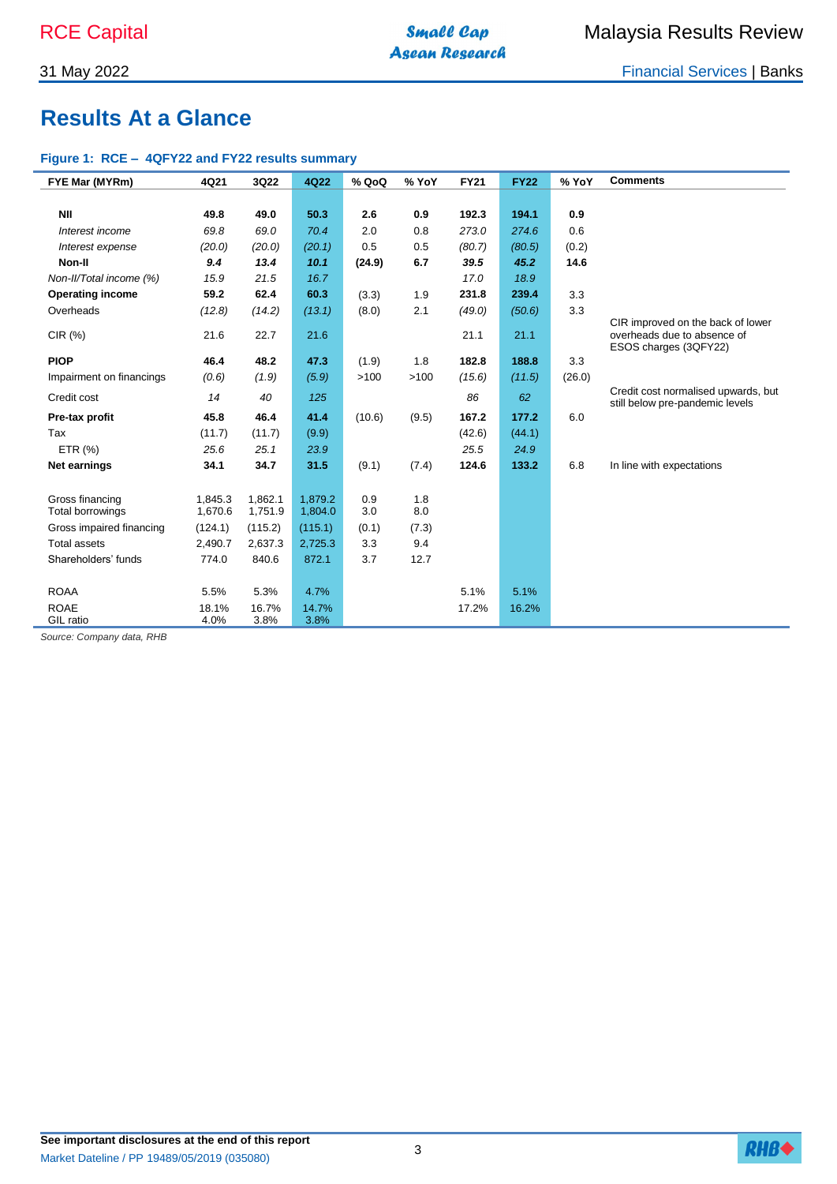# Results At a Glance

### Figure 1: RCE – 4QFY22 and FY22 results summary

| FYE Mar (MYRm) | 4Q21 | 3Q22 | 4Q22 | % QoQ | % YoY | FY21 | FY22 | % YoY | Comments |
|---|---|---|---|---|---|---|---|---|---|
| **NII** | **49.8** | **49.0** | **50.3** | **2.6** | **0.9** | **192.3** | **194.1** | **0.9** | |
| *Interest income* | *69.8* | *69.0* | *70.4* | 2.0 | 0.8 | *273.0* | *274.6* | 0.6 | |
| *Interest expense* | *(20.0)* | *(20.0)* | *(20.1)* | 0.5 | 0.5 | *(80.7)* | *(80.5)* | (0.2) | |
| **Non-II** | ***9.4*** | ***13.4*** | ***10.1*** | **(24.9)** | **6.7** | ***39.5*** | ***45.2*** | **14.6** | |
| *Non-II/Total income (%)* | *15.9* | *21.5* | *16.7* | | | *17.0* | *18.9* | | |
| **Operating income** | **59.2** | **62.4** | **60.3** | (3.3) | 1.9 | **231.8** | **239.4** | 3.3 | |
| Overheads | *(12.8)* | *(14.2)* | *(13.1)* | (8.0) | 2.1 | *(49.0)* | *(50.6)* | 3.3 | |
| CIR (%) | 21.6 | 22.7 | 21.6 | | | 21.1 | 21.1 | | CIR improved on the back of lower overheads due to absence of ESOS charges (3QFY22) |
| **PIOP** | **46.4** | **48.2** | **47.3** | (1.9) | 1.8 | **182.8** | **188.8** | 3.3 | |
| Impairment on financings | *(0.6)* | *(1.9)* | *(5.9)* | >100 | >100 | *(15.6)* | *(11.5)* | (26.0) | |
| Credit cost | *14* | *40* | *125* | | | *86* | *62* | | Credit cost normalised upwards, but still below pre-pandemic levels |
| **Pre-tax profit** | **45.8** | **46.4** | **41.4** | (10.6) | (9.5) | **167.2** | **177.2** | 6.0 | |
| Tax | (11.7) | (11.7) | (9.9) | | | (42.6) | (44.1) | | |
| ETR (%) | *25.6* | *25.1* | *23.9* | | | *25.5* | *24.9* | | |
| **Net earnings** | **34.1** | **34.7** | **31.5** | (9.1) | (7.4) | **124.6** | **133.2** | 6.8 | In line with expectations |
| | | | | | | | | | |
| Gross financing | 1,845.3 | 1,862.1 | 1,879.2 | 0.9 | 1.8 | | | | |
| Total borrowings | 1,670.6 | 1,751.9 | 1,804.0 | 3.0 | 8.0 | | | | |
| Gross impaired financing | (124.1) | (115.2) | (115.1) | (0.1) | (7.3) | | | | |
| Total assets | 2,490.7 | 2,637.3 | 2,725.3 | 3.3 | 9.4 | | | | |
| Shareholders' funds | 774.0 | 840.6 | 872.1 | 3.7 | 12.7 | | | | |
| | | | | | | | | | |
| ROAA | 5.5% | 5.3% | 4.7% | | | 5.1% | 5.1% | | |
| ROAE | 18.1% | 16.7% | 14.7% | | | 17.2% | 16.2% | | |
| GIL ratio | 4.0% | 3.8% | 3.8% | | | | | | |

*Source: Company data, RHB*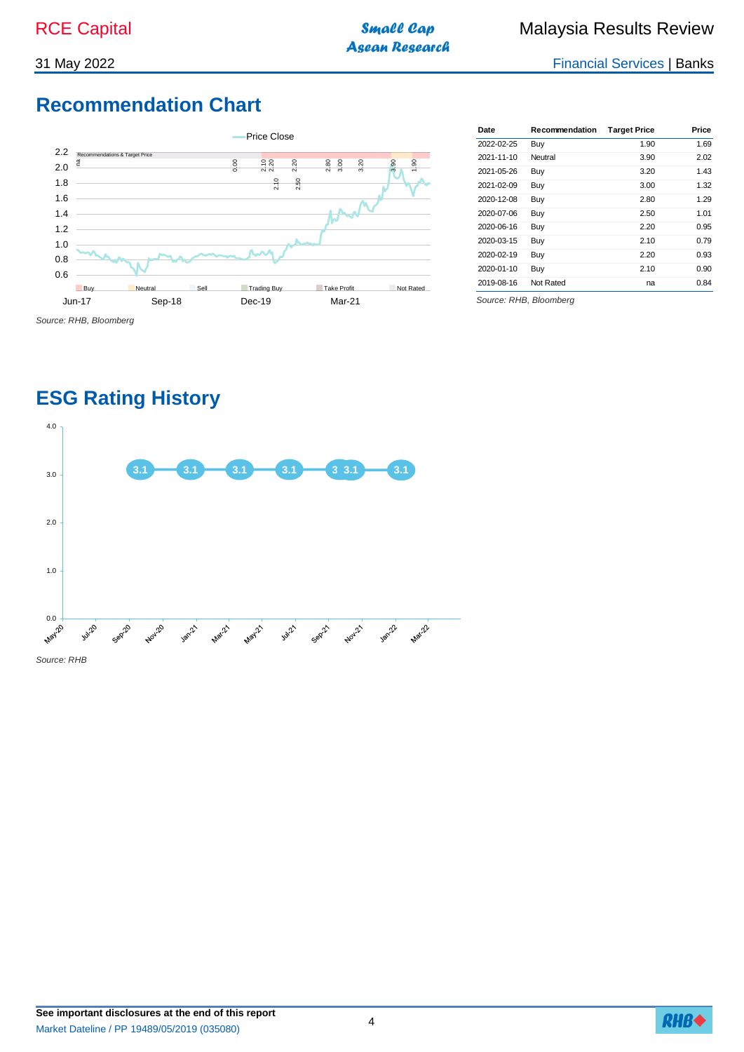## Recommendation Chart

Source: RHB, Bloomberg

| Date | Recommendation | Target Price | Price |
|---|---|---|---|
| 2022-02-25 | Buy | 1.90 | 1.69 |
| 2021-11-10 | Neutral | 3.90 | 2.02 |
| 2021-05-26 | Buy | 3.20 | 1.43 |
| 2021-02-09 | Buy | 3.00 | 1.32 |
| 2020-12-08 | Buy | 2.80 | 1.29 |
| 2020-07-06 | Buy | 2.50 | 1.01 |
| 2020-06-16 | Buy | 2.20 | 0.95 |
| 2020-03-15 | Buy | 2.10 | 0.79 |
| 2020-02-19 | Buy | 2.20 | 0.93 |
| 2020-01-10 | Buy | 2.10 | 0.90 |
| 2019-08-16 | Not Rated | na | 0.84 |

Source: RHB, Bloomberg

## ESG Rating History

Source: RHB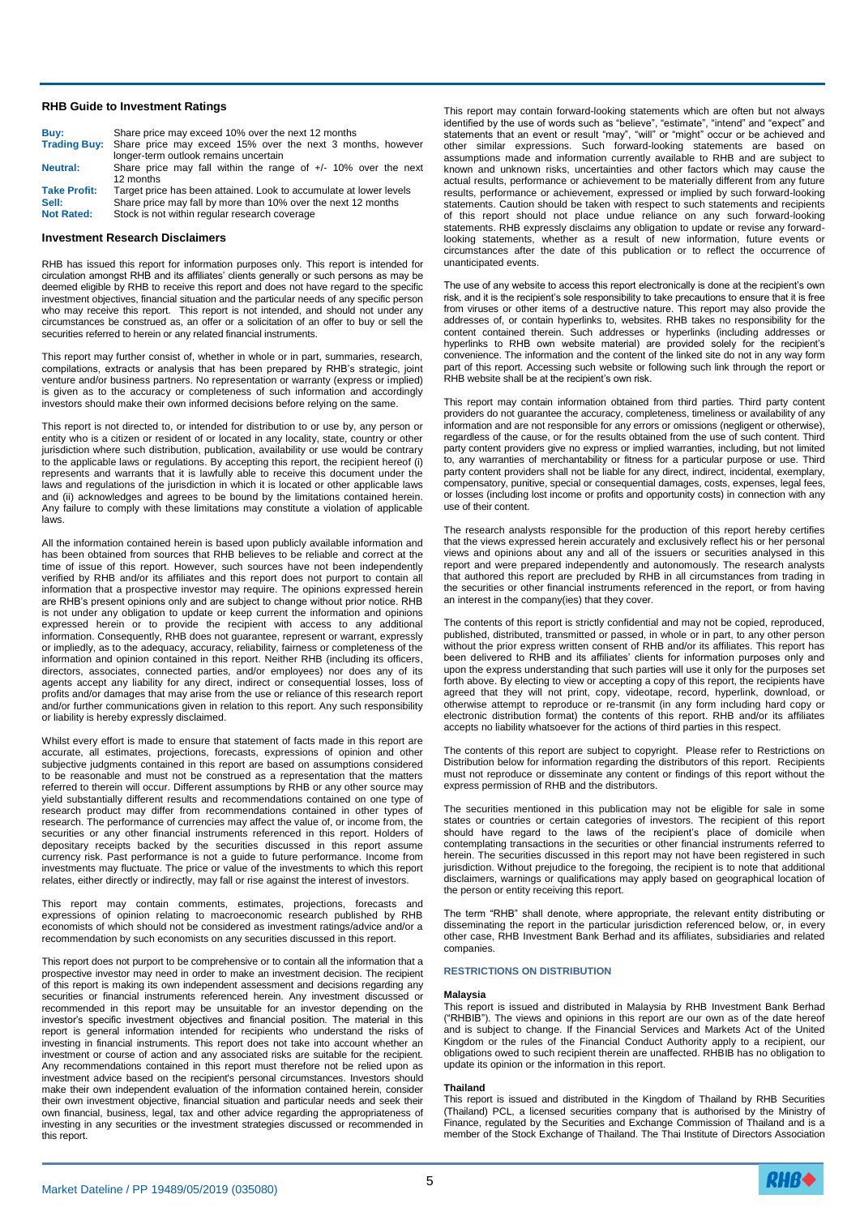## RHB Guide to Investment Ratings

| | |
|---|---|
| **Buy:** | Share price may exceed 10% over the next 12 months |
| **Trading Buy:** | Share price may exceed 15% over the next 3 months, however longer-term outlook remains uncertain |
| **Neutral:** | Share price may fall within the range of +/- 10% over the next 12 months |
| **Take Profit:** | Target price has been attained. Look to accumulate at lower levels |
| **Sell:** | Share price may fall by more than 10% over the next 12 months |
| **Not Rated:** | Stock is not within regular research coverage |

## Investment Research Disclaimers

RHB has issued this report for information purposes only. This report is intended for circulation amongst RHB and its affiliates' clients generally or such persons as may be deemed eligible by RHB to receive this report and does not have regard to the specific investment objectives, financial situation and the particular needs of any specific person who may receive this report. This report is not intended, and should not under any circumstances be construed as, an offer or a solicitation of an offer to buy or sell the securities referred to herein or any related financial instruments.

This report may further consist of, whether in whole or in part, summaries, research, compilations, extracts or analysis that has been prepared by RHB's strategic, joint venture and/or business partners. No representation or warranty (express or implied) is given as to the accuracy or completeness of such information and accordingly investors should make their own informed decisions before relying on the same.

This report is not directed to, or intended for distribution to or use by, any person or entity who is a citizen or resident of or located in any locality, state, country or other jurisdiction where such distribution, publication, availability or use would be contrary to the applicable laws or regulations. By accepting this report, the recipient hereof (i) represents and warrants that it is lawfully able to receive this document under the laws and regulations of the jurisdiction in which it is located or other applicable laws and (ii) acknowledges and agrees to be bound by the limitations contained herein. Any failure to comply with these limitations may constitute a violation of applicable laws.

All the information contained herein is based upon publicly available information and has been obtained from sources that RHB believes to be reliable and correct at the time of issue of this report. However, such sources have not been independently verified by RHB and/or its affiliates and this report does not purport to contain all information that a prospective investor may require. The opinions expressed herein are RHB's present opinions only and are subject to change without prior notice. RHB is not under any obligation to update or keep current the information and opinions expressed herein or to provide the recipient with access to any additional information. Consequently, RHB does not guarantee, represent or warrant, expressly or impliedly, as to the adequacy, accuracy, reliability, fairness or completeness of the information and opinion contained in this report. Neither RHB (including its officers, directors, associates, connected parties, and/or employees) nor does any of its agents accept any liability for any direct, indirect or consequential losses, loss of profits and/or damages that may arise from the use or reliance of this research report and/or further communications given in relation to this report. Any such responsibility or liability is hereby expressly disclaimed.

Whilst every effort is made to ensure that statement of facts made in this report are accurate, all estimates, projections, forecasts, expressions of opinion and other subjective judgments contained in this report are based on assumptions considered to be reasonable and must not be construed as a representation that the matters referred to therein will occur. Different assumptions by RHB or any other source may yield substantially different results and recommendations contained on one type of research product may differ from recommendations contained in other types of research. The performance of currencies may affect the value of, or income from, the securities or any other financial instruments referenced in this report. Holders of depositary receipts backed by the securities discussed in this report assume currency risk. Past performance is not a guide to future performance. Income from investments may fluctuate. The price or value of the investments to which this report relates, either directly or indirectly, may fall or rise against the interest of investors.

This report may contain comments, estimates, projections, forecasts and expressions of opinion relating to macroeconomic research published by RHB economists of which should not be considered as investment ratings/advice and/or a recommendation by such economists on any securities discussed in this report.

This report does not purport to be comprehensive or to contain all the information that a prospective investor may need in order to make an investment decision. The recipient of this report is making its own independent assessment and decisions regarding any securities or financial instruments referenced herein. Any investment discussed or recommended in this report may be unsuitable for an investor depending on the investor's specific investment objectives and financial position. The material in this report is general information intended for recipients who understand the risks of investing in financial instruments. This report does not take into account whether an investment or course of action and any associated risks are suitable for the recipient. Any recommendations contained in this report must therefore not be relied upon as investment advice based on the recipient's personal circumstances. Investors should make their own independent evaluation of the information contained herein, consider their own investment objective, financial situation and particular needs and seek their own financial, business, legal, tax and other advice regarding the appropriateness of investing in any securities or the investment strategies discussed or recommended in this report.

This report may contain forward-looking statements which are often but not always identified by the use of words such as "believe", "estimate", "intend" and "expect" and statements that an event or result "may", "will" or "might" occur or be achieved and other similar expressions. Such forward-looking statements are based on assumptions made and information currently available to RHB and are subject to known and unknown risks, uncertainties and other factors which may cause the actual results, performance or achievement to be materially different from any future results, performance or achievement, expressed or implied by such forward-looking statements. Caution should be taken with respect to such statements and recipients of this report should not place undue reliance on any such forward-looking statements. RHB expressly disclaims any obligation to update or revise any forward-looking statements, whether as a result of new information, future events or circumstances after the date of this publication or to reflect the occurrence of unanticipated events.

The use of any website to access this report electronically is done at the recipient's own risk, and it is the recipient's sole responsibility to take precautions to ensure that it is free from viruses or other items of a destructive nature. This report may also provide the addresses of, or contain hyperlinks to, websites. RHB takes no responsibility for the content contained therein. Such addresses or hyperlinks (including addresses or hyperlinks to RHB own website material) are provided solely for the recipient's convenience. The information and the content of the linked site do not in any way form part of this report. Accessing such website or following such link through the report or RHB website shall be at the recipient's own risk.

This report may contain information obtained from third parties. Third party content providers do not guarantee the accuracy, completeness, timeliness or availability of any information and are not responsible for any errors or omissions (negligent or otherwise), regardless of the cause, or for the results obtained from the use of such content. Third party content providers give no express or implied warranties, including, but not limited to, any warranties of merchantability or fitness for a particular purpose or use. Third party content providers shall not be liable for any direct, indirect, incidental, exemplary, compensatory, punitive, special or consequential damages, costs, expenses, legal fees, or losses (including lost income or profits and opportunity costs) in connection with any use of their content.

The research analysts responsible for the production of this report hereby certifies that the views expressed herein accurately and exclusively reflect his or her personal views and opinions about any and all of the issuers or securities analysed in this report and were prepared independently and autonomously. The research analysts that authored this report are precluded by RHB in all circumstances from trading in the securities or other financial instruments referenced in the report, or from having an interest in the company(ies) that they cover.

The contents of this report is strictly confidential and may not be copied, reproduced, published, distributed, transmitted or passed, in whole or in part, to any other person without the prior express written consent of RHB and/or its affiliates. This report has been delivered to RHB and its affiliates' clients for information purposes only and upon the express understanding that such parties will use it only for the purposes set forth above. By electing to view or accepting a copy of this report, the recipients have agreed that they will not print, copy, videotape, record, hyperlink, download, or otherwise attempt to reproduce or re-transmit (in any form including hard copy or electronic distribution format) the contents of this report. RHB and/or its affiliates accepts no liability whatsoever for the actions of third parties in this respect.

The contents of this report are subject to copyright. Please refer to Restrictions on Distribution below for information regarding the distributors of this report. Recipients must not reproduce or disseminate any content or findings of this report without the express permission of RHB and the distributors.

The securities mentioned in this publication may not be eligible for sale in some states or countries or certain categories of investors. The recipient of this report should have regard to the laws of the recipient's place of domicile when contemplating transactions in the securities or other financial instruments referred to herein. The securities discussed in this report may not have been registered in such jurisdiction. Without prejudice to the foregoing, the recipient is to note that additional disclaimers, warnings or qualifications may apply based on geographical location of the person or entity receiving this report.

The term "RHB" shall denote, where appropriate, the relevant entity distributing or disseminating the report in the particular jurisdiction referenced below, or, in every other case, RHB Investment Bank Berhad and its affiliates, subsidiaries and related companies.

### RESTRICTIONS ON DISTRIBUTION

**Malaysia**

This report is issued and distributed in Malaysia by RHB Investment Bank Berhad ("RHBIB"). The views and opinions in this report are our own as of the date hereof and is subject to change. If the Financial Services and Markets Act of the United Kingdom or the rules of the Financial Conduct Authority apply to a recipient, our obligations owed to such recipient therein are unaffected. RHBIB has no obligation to update its opinion or the information in this report.

**Thailand**

This report is issued and distributed in the Kingdom of Thailand by RHB Securities (Thailand) PCL, a licensed securities company that is authorised by the Ministry of Finance, regulated by the Securities and Exchange Commission of Thailand and is a member of the Stock Exchange of Thailand. The Thai Institute of Directors Association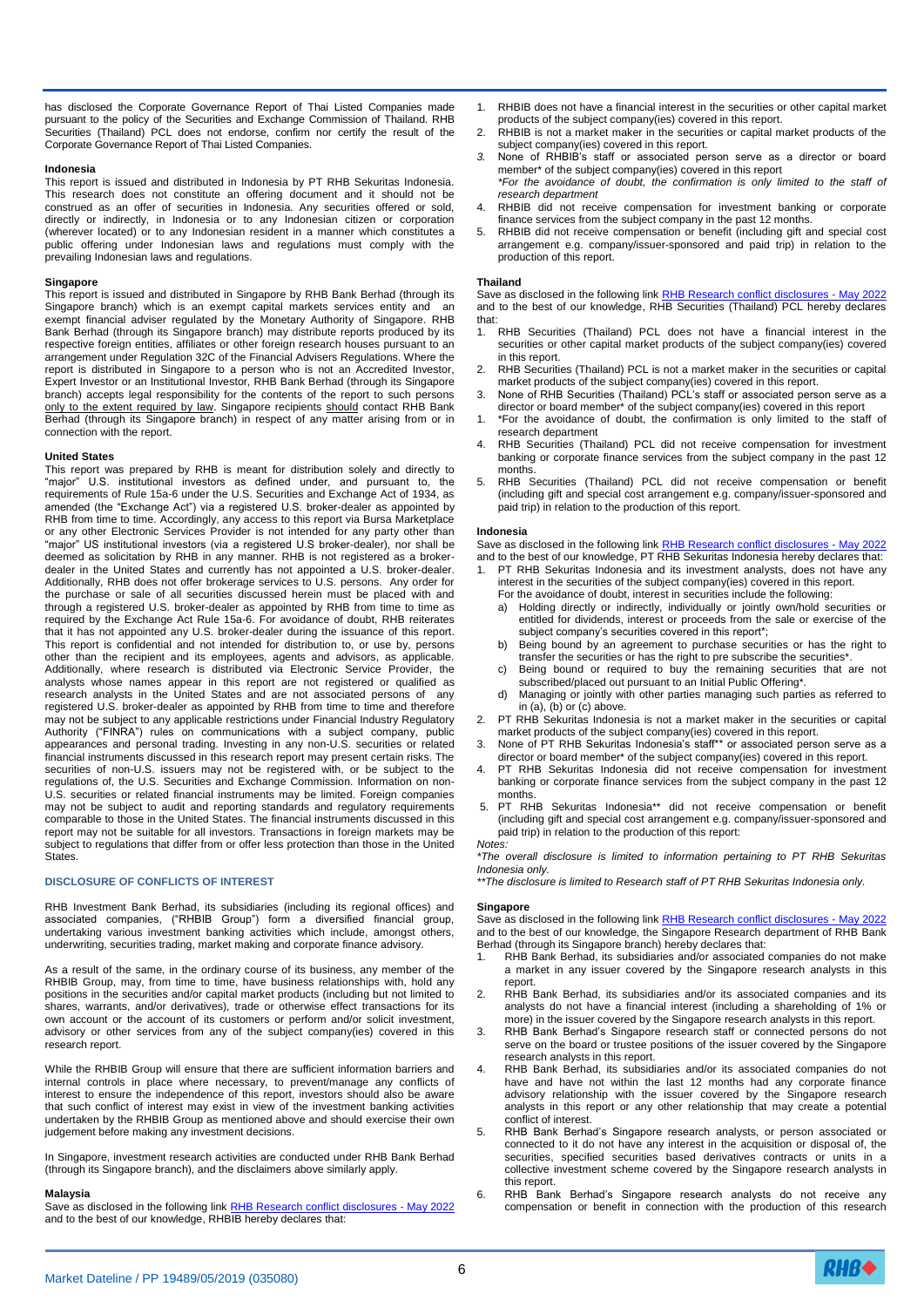has disclosed the Corporate Governance Report of Thai Listed Companies made pursuant to the policy of the Securities and Exchange Commission of Thailand. RHB Securities (Thailand) PCL does not endorse, confirm nor certify the result of the Corporate Governance Report of Thai Listed Companies.

#### Indonesia

This report is issued and distributed in Indonesia by PT RHB Sekuritas Indonesia. This research does not constitute an offering document and it should not be construed as an offer of securities in Indonesia. Any securities offered or sold, directly or indirectly, in Indonesia or to any Indonesian citizen or corporation (wherever located) or to any Indonesian resident in a manner which constitutes a public offering under Indonesian laws and regulations must comply with the prevailing Indonesian laws and regulations.

#### Singapore

This report is issued and distributed in Singapore by RHB Bank Berhad (through its Singapore branch) which is an exempt capital markets services entity and an exempt financial adviser regulated by the Monetary Authority of Singapore. RHB Bank Berhad (through its Singapore branch) may distribute reports produced by its respective foreign entities, affiliates or other foreign research houses pursuant to an arrangement under Regulation 32C of the Financial Advisers Regulations. Where the report is distributed in Singapore to a person who is not an Accredited Investor, Expert Investor or an Institutional Investor, RHB Bank Berhad (through its Singapore branch) accepts legal responsibility for the contents of the report to such persons only to the extent required by law. Singapore recipients should contact RHB Bank Berhad (through its Singapore branch) in respect of any matter arising from or in connection with the report.

#### United States

This report was prepared by RHB is meant for distribution solely and directly to "major" U.S. institutional investors as defined under, and pursuant to, the requirements of Rule 15a-6 under the U.S. Securities and Exchange Act of 1934, as amended (the "Exchange Act") via a registered U.S. broker-dealer as appointed by RHB from time to time. Accordingly, any access to this report via Bursa Marketplace or any other Electronic Services Provider is not intended for any party other than "major" US institutional investors (via a registered U.S broker-dealer), nor shall be deemed as solicitation by RHB in any manner. RHB is not registered as a broker-dealer in the United States and currently has not appointed a U.S. broker-dealer. Additionally, RHB does not offer brokerage services to U.S. persons. Any order for the purchase or sale of all securities discussed herein must be placed with and through a registered U.S. broker-dealer as appointed by RHB from time to time as required by the Exchange Act Rule 15a-6. For avoidance of doubt, RHB reiterates that it has not appointed any U.S. broker-dealer during the issuance of this report. This report is confidential and not intended for distribution to, or use by, persons other than the recipient and its employees, agents and advisors, as applicable. Additionally, where research is distributed via Electronic Service Provider, the analysts whose names appear in this report are not registered or qualified as research analysts in the United States and are not associated persons of any registered U.S. broker-dealer as appointed by RHB from time to time and therefore may not be subject to any applicable restrictions under Financial Industry Regulatory Authority ("FINRA") rules on communications with a subject company, public appearances and personal trading. Investing in any non-U.S. securities or related financial instruments discussed in this research report may present certain risks. The securities of non-U.S. issuers may not be registered with, or be subject to the regulations of, the U.S. Securities and Exchange Commission. Information on non-U.S. securities or related financial instruments may be limited. Foreign companies may not be subject to audit and reporting standards and regulatory requirements comparable to those in the United States. The financial instruments discussed in this report may not be suitable for all investors. Transactions in foreign markets may be subject to regulations that differ from or offer less protection than those in the United States.

### DISCLOSURE OF CONFLICTS OF INTEREST

RHB Investment Bank Berhad, its subsidiaries (including its regional offices) and associated companies, ("RHBIB Group") form a diversified financial group, undertaking various investment banking activities which include, amongst others, underwriting, securities trading, market making and corporate finance advisory.

As a result of the same, in the ordinary course of its business, any member of the RHBIB Group, may, from time to time, have business relationships with, hold any positions in the securities and/or capital market products (including but not limited to shares, warrants, and/or derivatives), trade or otherwise effect transactions for its own account or the account of its customers or perform and/or solicit investment, advisory or other services from any of the subject company(ies) covered in this research report.

While the RHBIB Group will ensure that there are sufficient information barriers and internal controls in place where necessary, to prevent/manage any conflicts of interest to ensure the independence of this report, investors should also be aware that such conflict of interest may exist in view of the investment banking activities undertaken by the RHBIB Group as mentioned above and should exercise their own judgement before making any investment decisions.

In Singapore, investment research activities are conducted under RHB Bank Berhad (through its Singapore branch), and the disclaimers above similarly apply.

#### Malaysia

Save as disclosed in the following link RHB Research conflict disclosures - May 2022 and to the best of our knowledge, RHBIB hereby declares that:

1. RHBIB does not have a financial interest in the securities or other capital market products of the subject company(ies) covered in this report.
2. RHBIB is not a market maker in the securities or capital market products of the subject company(ies) covered in this report.
3. None of RHBIB's staff or associated person serve as a director or board member* of the subject company(ies) covered in this report
   *\*For the avoidance of doubt, the confirmation is only limited to the staff of research department*
4. RHBIB did not receive compensation for investment banking or corporate finance services from the subject company in the past 12 months.
5. RHBIB did not receive compensation or benefit (including gift and special cost arrangement e.g. company/issuer-sponsored and paid trip) in relation to the production of this report.

#### Thailand

Save as disclosed in the following link RHB Research conflict disclosures - May 2022 and to the best of our knowledge, RHB Securities (Thailand) PCL hereby declares that:

1. RHB Securities (Thailand) PCL does not have a financial interest in the securities or other capital market products of the subject company(ies) covered in this report.
2. RHB Securities (Thailand) PCL is not a market maker in the securities or capital market products of the subject company(ies) covered in this report.
3. None of RHB Securities (Thailand) PCL's staff or associated person serve as a director or board member* of the subject company(ies) covered in this report
1. *For the avoidance of doubt, the confirmation is only limited to the staff of research department
4. RHB Securities (Thailand) PCL did not receive compensation for investment banking or corporate finance services from the subject company in the past 12 months.
5. RHB Securities (Thailand) PCL did not receive compensation or benefit (including gift and special cost arrangement e.g. company/issuer-sponsored and paid trip) in relation to the production of this report.

#### Indonesia

Save as disclosed in the following link RHB Research conflict disclosures - May 2022 and to the best of our knowledge, PT RHB Sekuritas Indonesia hereby declares that:

1. PT RHB Sekuritas Indonesia and its investment analysts, does not have any interest in the securities of the subject company(ies) covered in this report.
   For the avoidance of doubt, interest in securities include the following:
   a) Holding directly or indirectly, individually or jointly own/hold securities or entitled for dividends, interest or proceeds from the sale or exercise of the subject company's securities covered in this report*;
   b) Being bound by an agreement to purchase securities or has the right to transfer the securities or has the right to pre subscribe the securities*.
   c) Being bound or required to buy the remaining securities that are not subscribed/placed out pursuant to an Initial Public Offering*.
   d) Managing or jointly with other parties managing such parties as referred to in (a), (b) or (c) above.
2. PT RHB Sekuritas Indonesia is not a market maker in the securities or capital market products of the subject company(ies) covered in this report.
3. None of PT RHB Sekuritas Indonesia's staff** or associated person serve as a director or board member* of the subject company(ies) covered in this report.
4. PT RHB Sekuritas Indonesia did not receive compensation for investment banking or corporate finance services from the subject company in the past 12 months.
5. PT RHB Sekuritas Indonesia** did not receive compensation or benefit (including gift and special cost arrangement e.g. company/issuer-sponsored and paid trip) in relation to the production of this report:

*Notes:*

*\*The overall disclosure is limited to information pertaining to PT RHB Sekuritas Indonesia only.*

*\*\*The disclosure is limited to Research staff of PT RHB Sekuritas Indonesia only.*

#### Singapore

Save as disclosed in the following link RHB Research conflict disclosures - May 2022 and to the best of our knowledge, the Singapore Research department of RHB Bank Berhad (through its Singapore branch) hereby declares that:

1. RHB Bank Berhad, its subsidiaries and/or associated companies do not make a market in any issuer covered by the Singapore research analysts in this report.
2. RHB Bank Berhad, its subsidiaries and/or its associated companies and its analysts do not have a financial interest (including a shareholding of 1% or more) in the issuer covered by the Singapore research analysts in this report.
3. RHB Bank Berhad's Singapore research staff or connected persons do not serve on the board or trustee positions of the issuer covered by the Singapore research analysts in this report.
4. RHB Bank Berhad, its subsidiaries and/or its associated companies do not have and have not within the last 12 months had any corporate finance advisory relationship with the issuer covered by the Singapore research analysts in this report or any other relationship that may create a potential conflict of interest.
5. RHB Bank Berhad's Singapore research analysts, or person associated or connected to it do not have any interest in the acquisition or disposal of, the securities, specified securities based derivatives contracts or units in a collective investment scheme covered by the Singapore research analysts in this report.
6. RHB Bank Berhad's Singapore research analysts do not receive any compensation or benefit in connection with the production of this research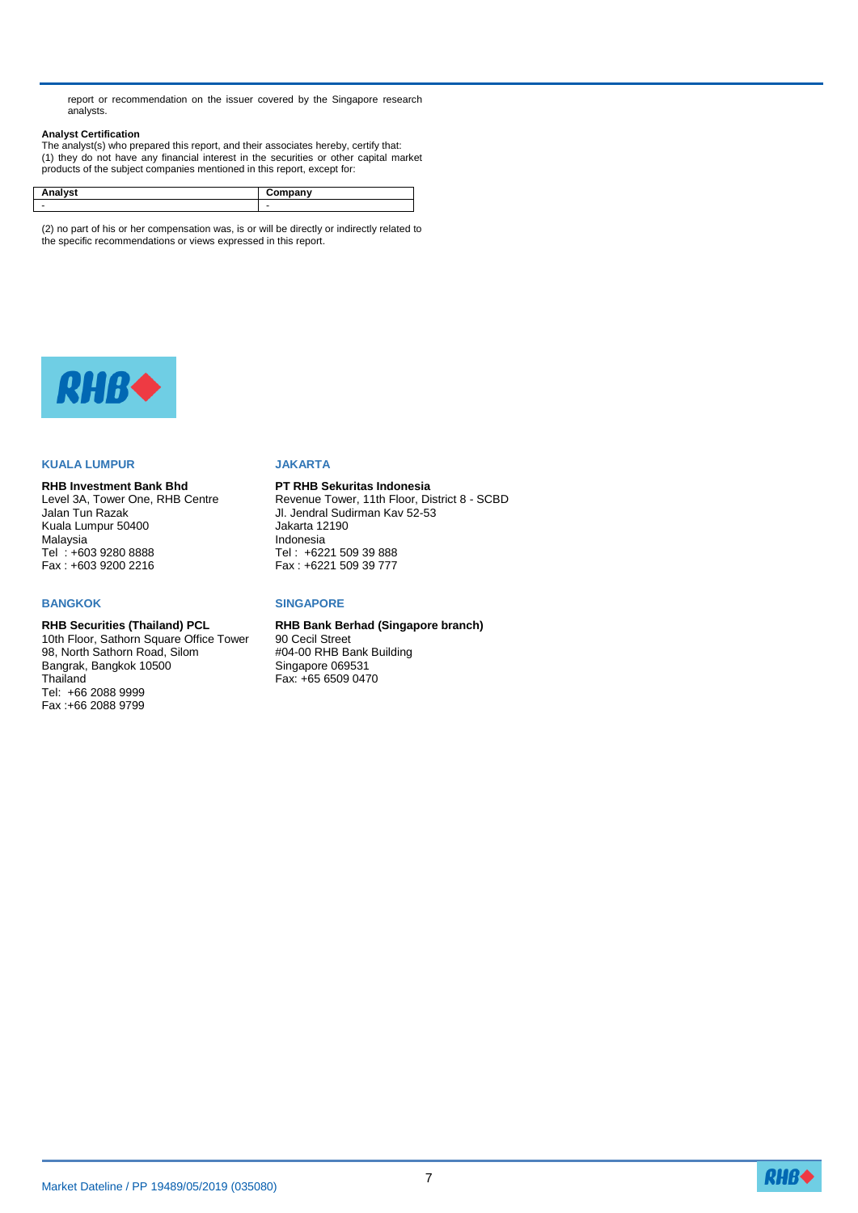report or recommendation on the issuer covered by the Singapore research analysts.

**Analyst Certification**

The analyst(s) who prepared this report, and their associates hereby, certify that:
(1) they do not have any financial interest in the securities or other capital market products of the subject companies mentioned in this report, except for:

| Analyst | Company |
|---|---|
| - | - |

(2) no part of his or her compensation was, is or will be directly or indirectly related to the specific recommendations or views expressed in this report.

### KUALA LUMPUR

**RHB Investment Bank Bhd**
Level 3A, Tower One, RHB Centre
Jalan Tun Razak
Kuala Lumpur 50400
Malaysia
Tel : +603 9280 8888
Fax : +603 9200 2216

### JAKARTA

**PT RHB Sekuritas Indonesia**
Revenue Tower, 11th Floor, District 8 - SCBD
Jl. Jendral Sudirman Kav 52-53
Jakarta 12190
Indonesia
Tel : +6221 509 39 888
Fax : +6221 509 39 777

### BANGKOK

**RHB Securities (Thailand) PCL**
10th Floor, Sathorn Square Office Tower
98, North Sathorn Road, Silom
Bangrak, Bangkok 10500
Thailand
Tel: +66 2088 9999
Fax :+66 2088 9799

### SINGAPORE

**RHB Bank Berhad (Singapore branch)**
90 Cecil Street
#04-00 RHB Bank Building
Singapore 069531
Fax: +65 6509 0470

Market Dateline / PP 19489/05/2019 (035080)